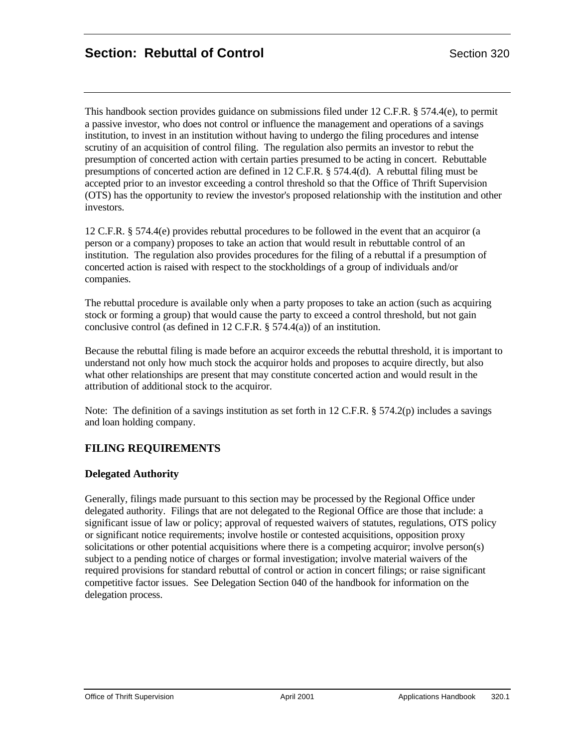# Section: Rebuttal of Control

Section 320

This handbook section provides guidance on submissions filed under 12 C.F.R. § 574.4(e), to permit a passive investor, who does not control or influence the management and operations of a savings institution, to invest in an institution without having to undergo the filing procedures and intense scrutiny of an acquisition of control filing. The regulation also permits an investor to rebut the presumption of concerted action with certain parties presumed to be acting in concert. Rebuttable presumptions of concerted action are defined in 12 C.F.R. § 574.4(d). A rebuttal filing must be accepted prior to an investor exceeding a control threshold so that the Office of Thrift Supervision (OTS) has the opportunity to review the investor's proposed relationship with the institution and other investors.

12 C.F.R. § 574.4(e) provides rebuttal procedures to be followed in the event that an acquiror (a person or a company) proposes to take an action that would result in rebuttable control of an institution. The regulation also provides procedures for the filing of a rebuttal if a presumption of concerted action is raised with respect to the stockholdings of a group of individuals and/or companies.

The rebuttal procedure is available only when a party proposes to take an action (such as acquiring stock or forming a group) that would cause the party to exceed a control threshold, but not gain conclusive control (as defined in 12 C.F.R. § 574.4(a)) of an institution.

Because the rebuttal filing is made before an acquiror exceeds the rebuttal threshold, it is important to understand not only how much stock the acquiror holds and proposes to acquire directly, but also what other relationships are present that may constitute concerted action and would result in the attribution of additional stock to the acquiror.

Note: The definition of a savings institution as set forth in 12 C.F.R. § 574.2(p) includes a savings and loan holding company.

## FILING REQUIREMENTS

### Delegated Authority

Generally, filings made pursuant to this section may be processed by the Regional Office under delegated authority. Filings that are not delegated to the Regional Office are those that include: a significant issue of law or policy; approval of requested waivers of statutes, regulations, OTS policy or significant notice requirements; involve hostile or contested acquisitions, opposition proxy solicitations or other potential acquisitions where there is a competing acquiror; involve person(s) subject to a pending notice of charges or formal investigation; involve material waivers of the required provisions for standard rebuttal of control or action in concert filings; or raise significant competitive factor issues. See Delegation Section 040 of the handbook for information on the delegation process.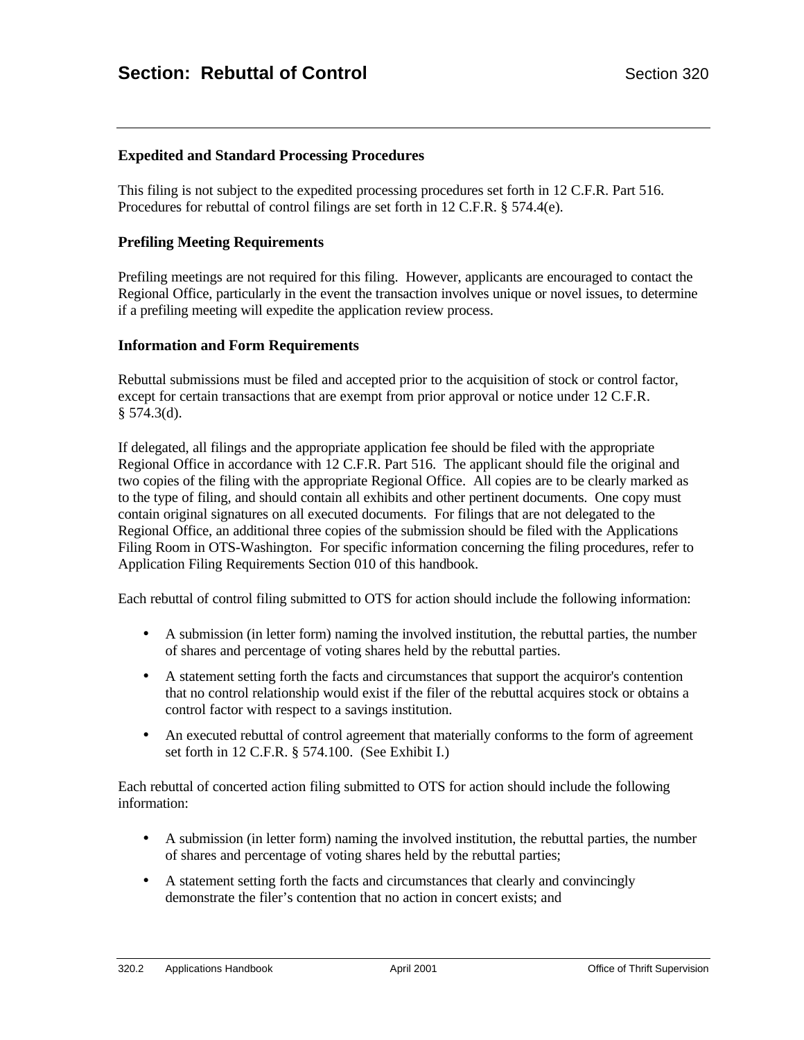## Section: Rebuttal of Control

### Expedited and Standard Processing Procedures

This filing is not subject to the expedited processing procedures set forth in 12 C.F.R. Part 516. Procedures for rebuttal of control filings are set forth in 12 C.F.R. § 574.4(e).

### Prefiling Meeting Requirements

Prefiling meetings are not required for this filing. However, applicants are encouraged to contact the Regional Office, particularly in the event the transaction involves unique or novel issues, to determine if a prefiling meeting will expedite the application review process.

### Information and Form Requirements

Rebuttal submissions must be filed and accepted prior to the acquisition of stock or control factor, except for certain transactions that are exempt from prior approval or notice under 12 C.F.R. § 574.3(d).

If delegated, all filings and the appropriate application fee should be filed with the appropriate Regional Office in accordance with 12 C.F.R. Part 516. The applicant should file the original and two copies of the filing with the appropriate Regional Office. All copies are to be clearly marked as to the type of filing, and should contain all exhibits and other pertinent documents. One copy must contain original signatures on all executed documents. For filings that are not delegated to the Regional Office, an additional three copies of the submission should be filed with the Applications Filing Room in OTS-Washington. For specific information concerning the filing procedures, refer to Application Filing Requirements Section 010 of this handbook.

Each rebuttal of control filing submitted to OTS for action should include the following information:

- A submission (in letter form) naming the involved institution, the rebuttal parties, the number of shares and percentage of voting shares held by the rebuttal parties.
- A statement setting forth the facts and circumstances that support the acquiror's contention that no control relationship would exist if the filer of the rebuttal acquires stock or obtains a control factor with respect to a savings institution.
- An executed rebuttal of control agreement that materially conforms to the form of agreement set forth in 12 C.F.R. § 574.100. (See Exhibit I.)

Each rebuttal of concerted action filing submitted to OTS for action should include the following information:

- A submission (in letter form) naming the involved institution, the rebuttal parties, the number of shares and percentage of voting shares held by the rebuttal parties;
- A statement setting forth the facts and circumstances that clearly and convincingly demonstrate the filer's contention that no action in concert exists; and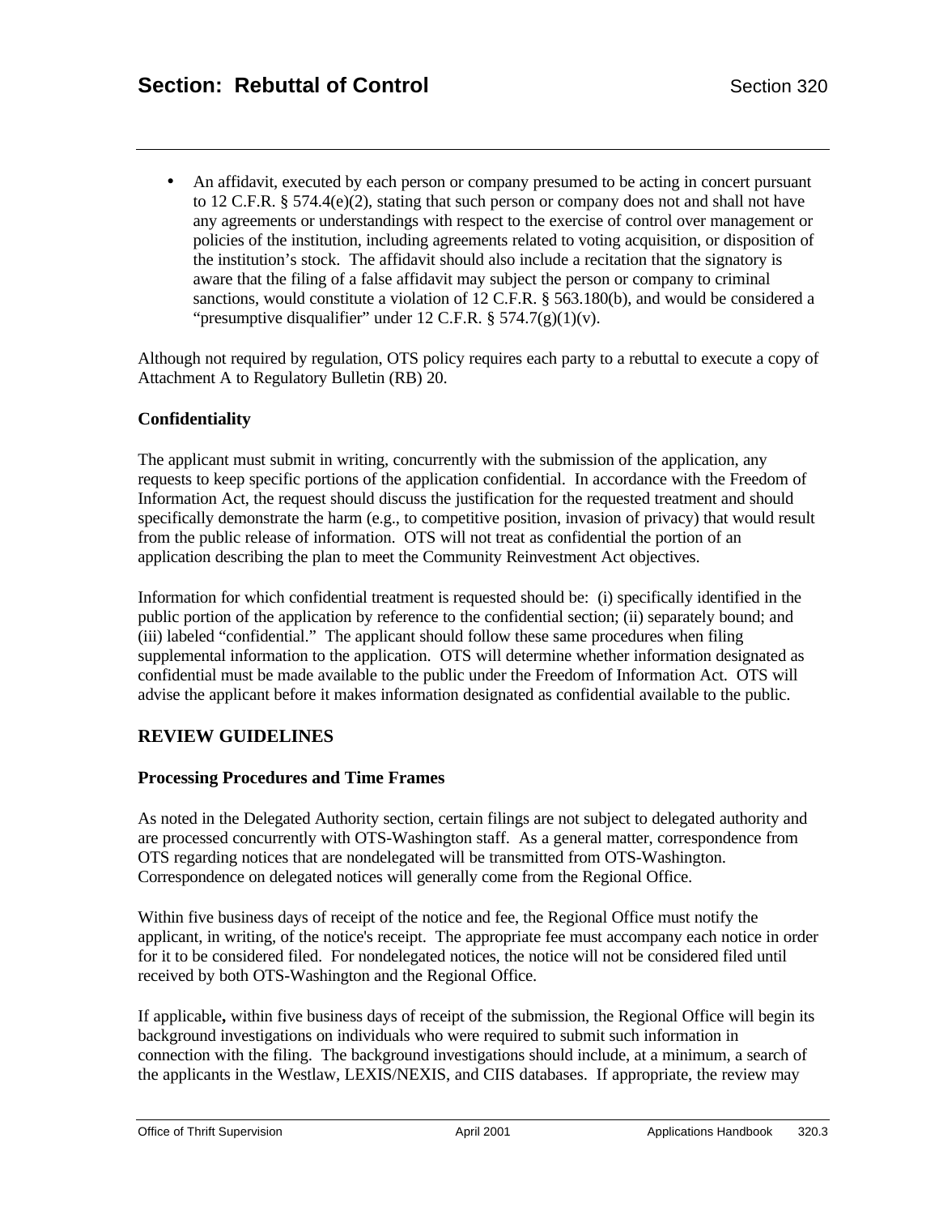- An affidavit, executed by each person or company presumed to be acting in concert pursuant to 12 C.F.R. § 574.4(e)(2), stating that such person or company does not and shall not have any agreements or understandings with respect to the exercise of control over management or policies of the institution, including agreements related to voting acquisition, or disposition of the institution's stock. The affidavit should also include a recitation that the signatory is aware that the filing of a false affidavit may subject the person or company to criminal sanctions, would constitute a violation of 12 C.F.R. § 563.180(b), and would be considered a "presumptive disqualifier" under 12 C.F.R. § 574.7(g)(1)(v).

Although not required by regulation, OTS policy requires each party to a rebuttal to execute a copy of Attachment A to Regulatory Bulletin (RB) 20.

**Confidentiality**

The applicant must submit in writing, concurrently with the submission of the application, any requests to keep specific portions of the application confidential. In accordance with the Freedom of Information Act, the request should discuss the justification for the requested treatment and should specifically demonstrate the harm (e.g., to competitive position, invasion of privacy) that would result from the public release of information. OTS will not treat as confidential the portion of an application describing the plan to meet the Community Reinvestment Act objectives.

Information for which confidential treatment is requested should be: (i) specifically identified in the public portion of the application by reference to the confidential section; (ii) separately bound; and (iii) labeled "confidential." The applicant should follow these same procedures when filing supplemental information to the application. OTS will determine whether information designated as confidential must be made available to the public under the Freedom of Information Act. OTS will advise the applicant before it makes information designated as confidential available to the public.

## REVIEW GUIDELINES

**Processing Procedures and Time Frames**

As noted in the Delegated Authority section, certain filings are not subject to delegated authority and are processed concurrently with OTS-Washington staff. As a general matter, correspondence from OTS regarding notices that are nondelegated will be transmitted from OTS-Washington. Correspondence on delegated notices will generally come from the Regional Office.

Within five business days of receipt of the notice and fee, the Regional Office must notify the applicant, in writing, of the notice's receipt. The appropriate fee must accompany each notice in order for it to be considered filed. For nondelegated notices, the notice will not be considered filed until received by both OTS-Washington and the Regional Office.

If applicable**,** within five business days of receipt of the submission, the Regional Office will begin its background investigations on individuals who were required to submit such information in connection with the filing. The background investigations should include, at a minimum, a search of the applicants in the Westlaw, LEXIS/NEXIS, and CIIS databases. If appropriate, the review may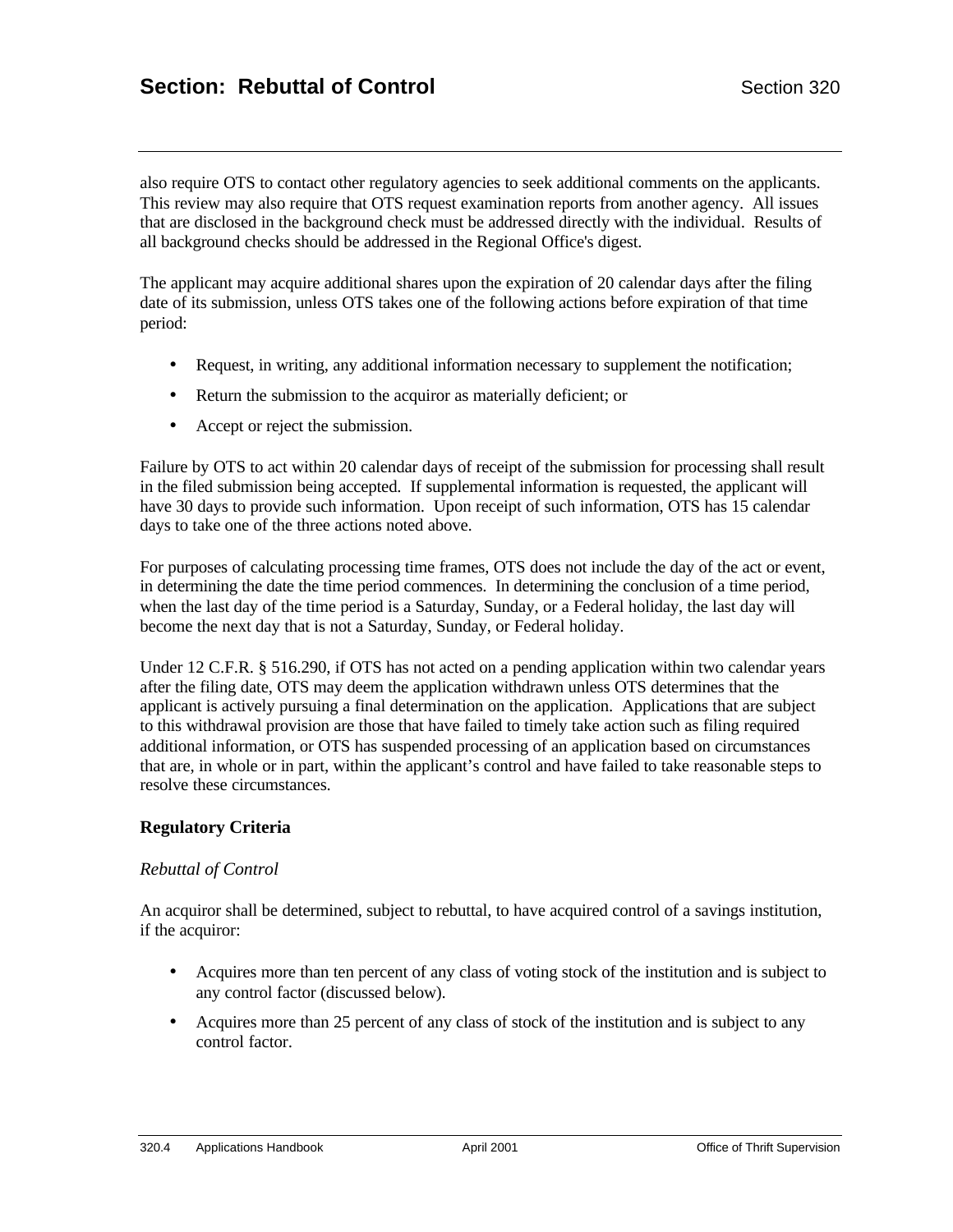also require OTS to contact other regulatory agencies to seek additional comments on the applicants. This review may also require that OTS request examination reports from another agency. All issues that are disclosed in the background check must be addressed directly with the individual. Results of all background checks should be addressed in the Regional Office's digest.

The applicant may acquire additional shares upon the expiration of 20 calendar days after the filing date of its submission, unless OTS takes one of the following actions before expiration of that time period:

- Request, in writing, any additional information necessary to supplement the notification;
- Return the submission to the acquiror as materially deficient; or
- Accept or reject the submission.

Failure by OTS to act within 20 calendar days of receipt of the submission for processing shall result in the filed submission being accepted. If supplemental information is requested, the applicant will have 30 days to provide such information. Upon receipt of such information, OTS has 15 calendar days to take one of the three actions noted above.

For purposes of calculating processing time frames, OTS does not include the day of the act or event, in determining the date the time period commences. In determining the conclusion of a time period, when the last day of the time period is a Saturday, Sunday, or a Federal holiday, the last day will become the next day that is not a Saturday, Sunday, or Federal holiday.

Under 12 C.F.R. § 516.290, if OTS has not acted on a pending application within two calendar years after the filing date, OTS may deem the application withdrawn unless OTS determines that the applicant is actively pursuing a final determination on the application. Applications that are subject to this withdrawal provision are those that have failed to timely take action such as filing required additional information, or OTS has suspended processing of an application based on circumstances that are, in whole or in part, within the applicant's control and have failed to take reasonable steps to resolve these circumstances.

## Regulatory Criteria

*Rebuttal of Control*

An acquiror shall be determined, subject to rebuttal, to have acquired control of a savings institution, if the acquiror:

- Acquires more than ten percent of any class of voting stock of the institution and is subject to any control factor (discussed below).
- Acquires more than 25 percent of any class of stock of the institution and is subject to any control factor.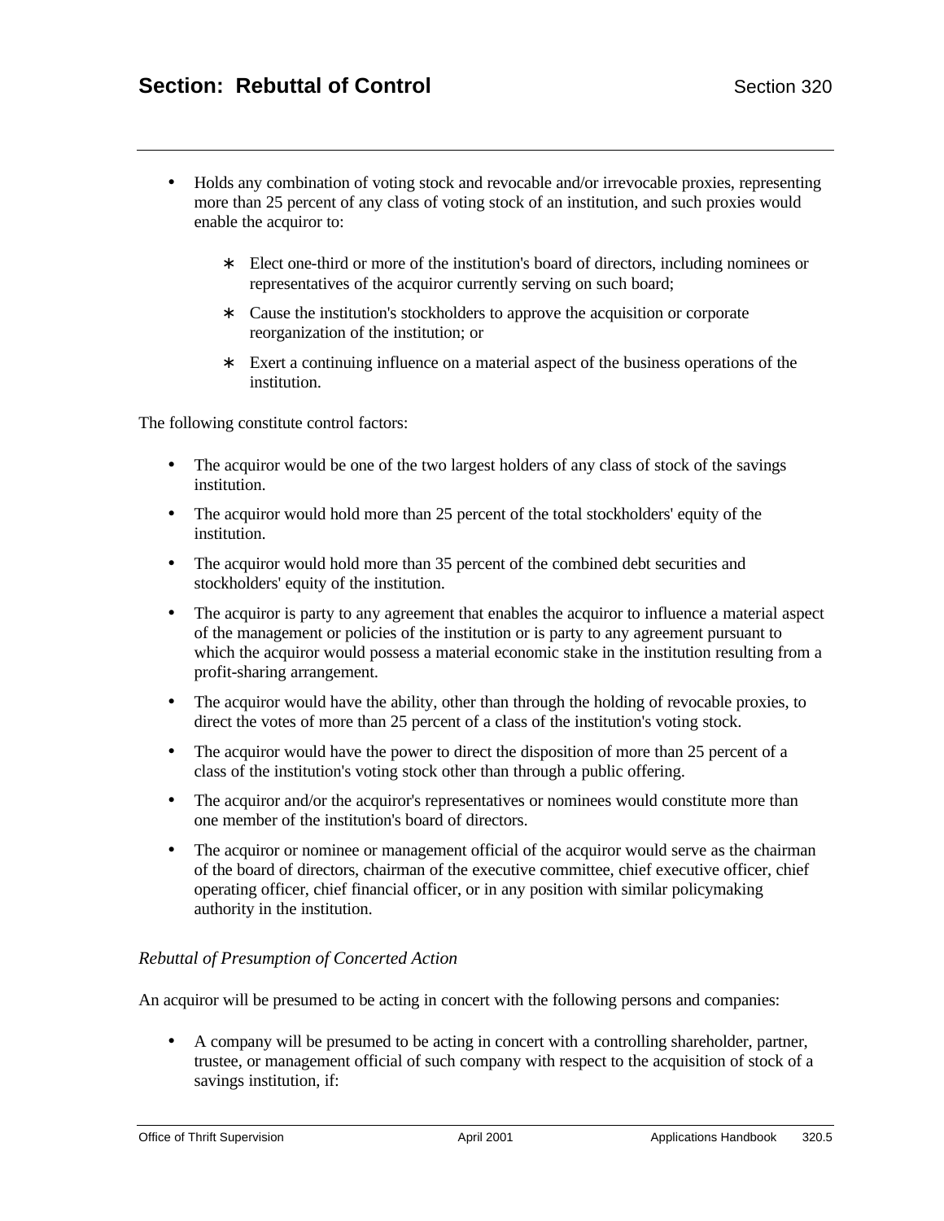- Holds any combination of voting stock and revocable and/or irrevocable proxies, representing more than 25 percent of any class of voting stock of an institution, and such proxies would enable the acquiror to:

  - Elect one-third or more of the institution's board of directors, including nominees or representatives of the acquiror currently serving on such board;
  - Cause the institution's stockholders to approve the acquisition or corporate reorganization of the institution; or
  - Exert a continuing influence on a material aspect of the business operations of the institution.

The following constitute control factors:

- The acquiror would be one of the two largest holders of any class of stock of the savings institution.
- The acquiror would hold more than 25 percent of the total stockholders' equity of the institution.
- The acquiror would hold more than 35 percent of the combined debt securities and stockholders' equity of the institution.
- The acquiror is party to any agreement that enables the acquiror to influence a material aspect of the management or policies of the institution or is party to any agreement pursuant to which the acquiror would possess a material economic stake in the institution resulting from a profit-sharing arrangement.
- The acquiror would have the ability, other than through the holding of revocable proxies, to direct the votes of more than 25 percent of a class of the institution's voting stock.
- The acquiror would have the power to direct the disposition of more than 25 percent of a class of the institution's voting stock other than through a public offering.
- The acquiror and/or the acquiror's representatives or nominees would constitute more than one member of the institution's board of directors.
- The acquiror or nominee or management official of the acquiror would serve as the chairman of the board of directors, chairman of the executive committee, chief executive officer, chief operating officer, chief financial officer, or in any position with similar policymaking authority in the institution.

*Rebuttal of Presumption of Concerted Action*

An acquiror will be presumed to be acting in concert with the following persons and companies:

- A company will be presumed to be acting in concert with a controlling shareholder, partner, trustee, or management official of such company with respect to the acquisition of stock of a savings institution, if: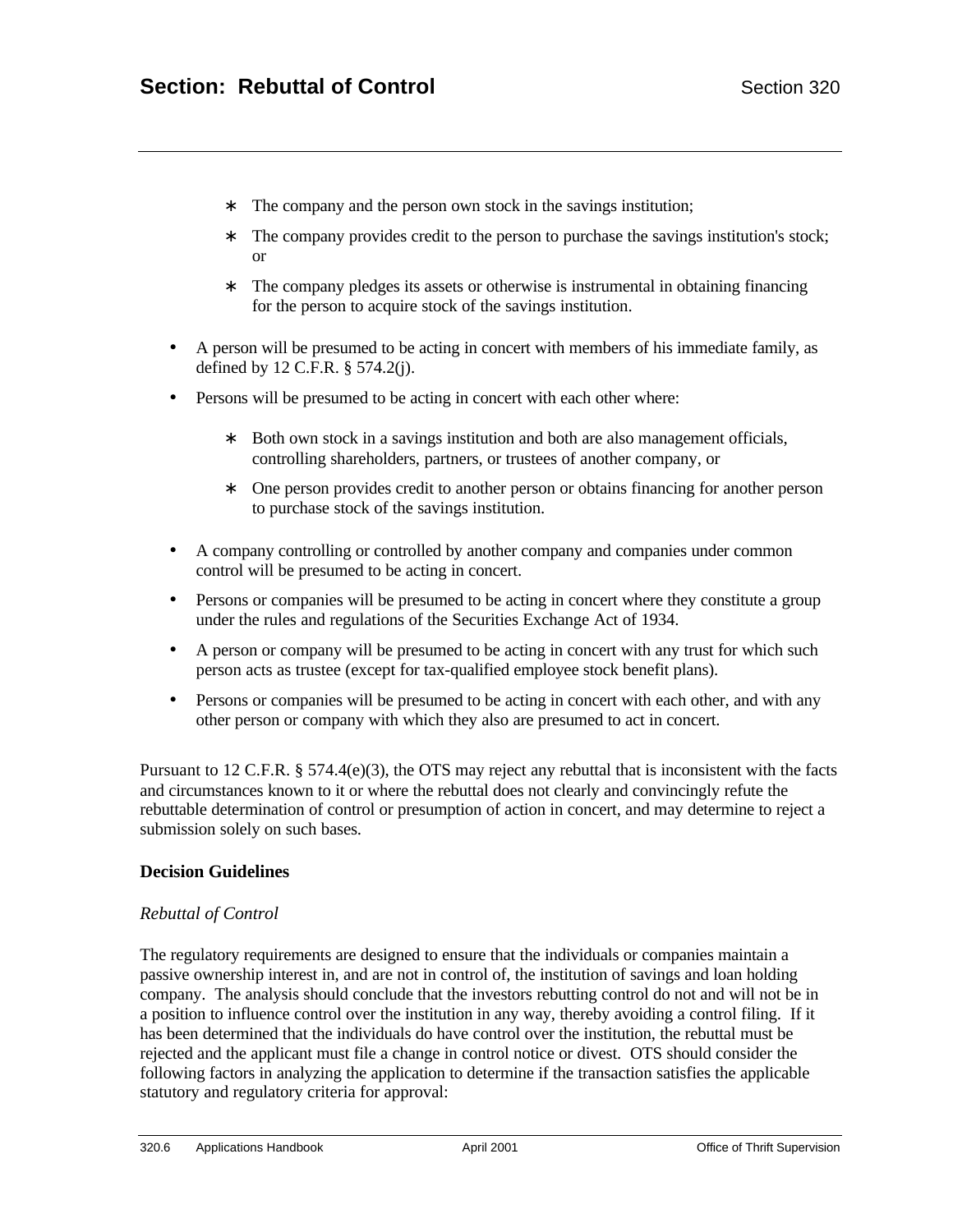- The company and the person own stock in the savings institution;
  - The company provides credit to the person to purchase the savings institution's stock; or
  - The company pledges its assets or otherwise is instrumental in obtaining financing for the person to acquire stock of the savings institution.

- A person will be presumed to be acting in concert with members of his immediate family, as defined by 12 C.F.R. § 574.2(j).
- Persons will be presumed to be acting in concert with each other where:
  - Both own stock in a savings institution and both are also management officials, controlling shareholders, partners, or trustees of another company, or
  - One person provides credit to another person or obtains financing for another person to purchase stock of the savings institution.
- A company controlling or controlled by another company and companies under common control will be presumed to be acting in concert.
- Persons or companies will be presumed to be acting in concert where they constitute a group under the rules and regulations of the Securities Exchange Act of 1934.
- A person or company will be presumed to be acting in concert with any trust for which such person acts as trustee (except for tax-qualified employee stock benefit plans).
- Persons or companies will be presumed to be acting in concert with each other, and with any other person or company with which they also are presumed to act in concert.

Pursuant to 12 C.F.R. § 574.4(e)(3), the OTS may reject any rebuttal that is inconsistent with the facts and circumstances known to it or where the rebuttal does not clearly and convincingly refute the rebuttable determination of control or presumption of action in concert, and may determine to reject a submission solely on such bases.

**Decision Guidelines**

*Rebuttal of Control*

The regulatory requirements are designed to ensure that the individuals or companies maintain a passive ownership interest in, and are not in control of, the institution of savings and loan holding company. The analysis should conclude that the investors rebutting control do not and will not be in a position to influence control over the institution in any way, thereby avoiding a control filing. If it has been determined that the individuals do have control over the institution, the rebuttal must be rejected and the applicant must file a change in control notice or divest. OTS should consider the following factors in analyzing the application to determine if the transaction satisfies the applicable statutory and regulatory criteria for approval: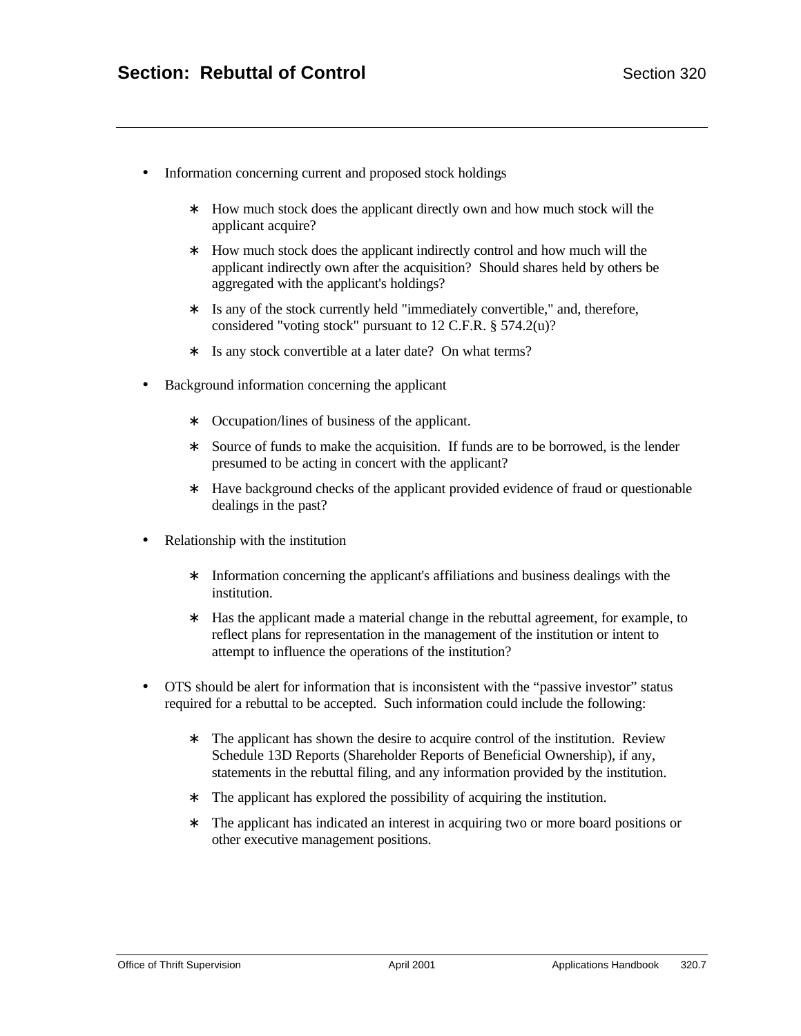- Information concerning current and proposed stock holdings

  - How much stock does the applicant directly own and how much stock will the applicant acquire?
  - How much stock does the applicant indirectly control and how much will the applicant indirectly own after the acquisition? Should shares held by others be aggregated with the applicant's holdings?
  - Is any of the stock currently held "immediately convertible," and, therefore, considered "voting stock" pursuant to 12 C.F.R. § 574.2(u)?
  - Is any stock convertible at a later date? On what terms?

- Background information concerning the applicant

  - Occupation/lines of business of the applicant.
  - Source of funds to make the acquisition. If funds are to be borrowed, is the lender presumed to be acting in concert with the applicant?
  - Have background checks of the applicant provided evidence of fraud or questionable dealings in the past?

- Relationship with the institution

  - Information concerning the applicant's affiliations and business dealings with the institution.
  - Has the applicant made a material change in the rebuttal agreement, for example, to reflect plans for representation in the management of the institution or intent to attempt to influence the operations of the institution?

- OTS should be alert for information that is inconsistent with the "passive investor" status required for a rebuttal to be accepted. Such information could include the following:

  - The applicant has shown the desire to acquire control of the institution. Review Schedule 13D Reports (Shareholder Reports of Beneficial Ownership), if any, statements in the rebuttal filing, and any information provided by the institution.
  - The applicant has explored the possibility of acquiring the institution.
  - The applicant has indicated an interest in acquiring two or more board positions or other executive management positions.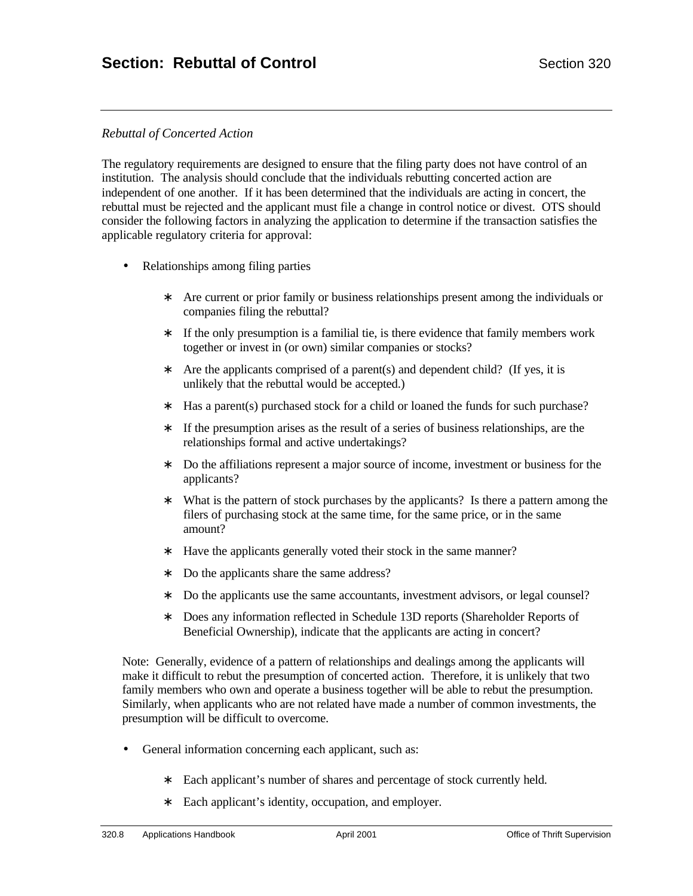*Rebuttal of Concerted Action*

The regulatory requirements are designed to ensure that the filing party does not have control of an institution. The analysis should conclude that the individuals rebutting concerted action are independent of one another. If it has been determined that the individuals are acting in concert, the rebuttal must be rejected and the applicant must file a change in control notice or divest. OTS should consider the following factors in analyzing the application to determine if the transaction satisfies the applicable regulatory criteria for approval:

- Relationships among filing parties
  - Are current or prior family or business relationships present among the individuals or companies filing the rebuttal?
  - If the only presumption is a familial tie, is there evidence that family members work together or invest in (or own) similar companies or stocks?
  - Are the applicants comprised of a parent(s) and dependent child? (If yes, it is unlikely that the rebuttal would be accepted.)
  - Has a parent(s) purchased stock for a child or loaned the funds for such purchase?
  - If the presumption arises as the result of a series of business relationships, are the relationships formal and active undertakings?
  - Do the affiliations represent a major source of income, investment or business for the applicants?
  - What is the pattern of stock purchases by the applicants? Is there a pattern among the filers of purchasing stock at the same time, for the same price, or in the same amount?
  - Have the applicants generally voted their stock in the same manner?
  - Do the applicants share the same address?
  - Do the applicants use the same accountants, investment advisors, or legal counsel?
  - Does any information reflected in Schedule 13D reports (Shareholder Reports of Beneficial Ownership), indicate that the applicants are acting in concert?

Note: Generally, evidence of a pattern of relationships and dealings among the applicants will make it difficult to rebut the presumption of concerted action. Therefore, it is unlikely that two family members who own and operate a business together will be able to rebut the presumption. Similarly, when applicants who are not related have made a number of common investments, the presumption will be difficult to overcome.

- General information concerning each applicant, such as:
  - Each applicant's number of shares and percentage of stock currently held.
  - Each applicant's identity, occupation, and employer.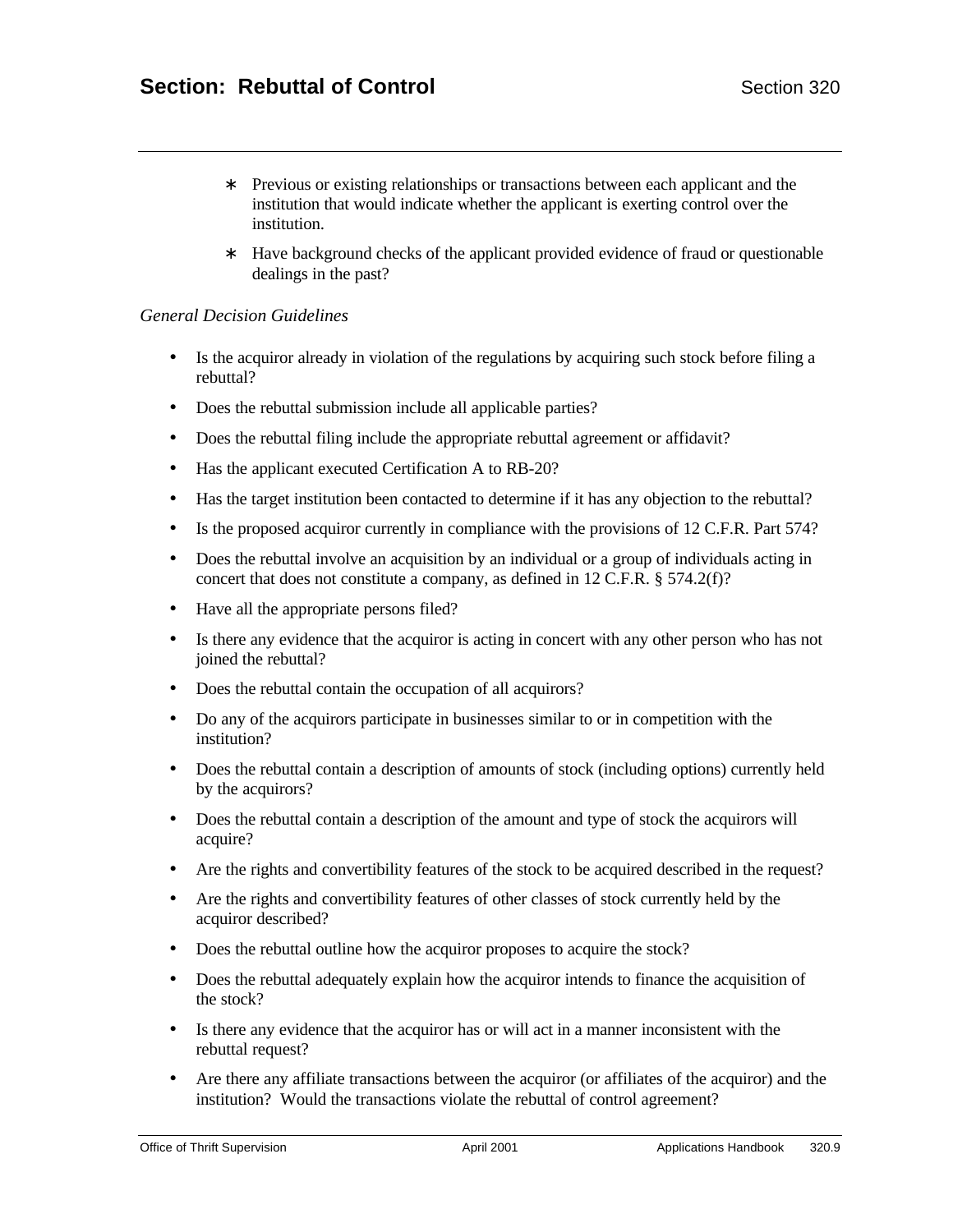- Previous or existing relationships or transactions between each applicant and the institution that would indicate whether the applicant is exerting control over the institution.
- Have background checks of the applicant provided evidence of fraud or questionable dealings in the past?

*General Decision Guidelines*

- Is the acquiror already in violation of the regulations by acquiring such stock before filing a rebuttal?
- Does the rebuttal submission include all applicable parties?
- Does the rebuttal filing include the appropriate rebuttal agreement or affidavit?
- Has the applicant executed Certification A to RB-20?
- Has the target institution been contacted to determine if it has any objection to the rebuttal?
- Is the proposed acquiror currently in compliance with the provisions of 12 C.F.R. Part 574?
- Does the rebuttal involve an acquisition by an individual or a group of individuals acting in concert that does not constitute a company, as defined in 12 C.F.R. § 574.2(f)?
- Have all the appropriate persons filed?
- Is there any evidence that the acquiror is acting in concert with any other person who has not joined the rebuttal?
- Does the rebuttal contain the occupation of all acquirors?
- Do any of the acquirors participate in businesses similar to or in competition with the institution?
- Does the rebuttal contain a description of amounts of stock (including options) currently held by the acquirors?
- Does the rebuttal contain a description of the amount and type of stock the acquirors will acquire?
- Are the rights and convertibility features of the stock to be acquired described in the request?
- Are the rights and convertibility features of other classes of stock currently held by the acquiror described?
- Does the rebuttal outline how the acquiror proposes to acquire the stock?
- Does the rebuttal adequately explain how the acquiror intends to finance the acquisition of the stock?
- Is there any evidence that the acquiror has or will act in a manner inconsistent with the rebuttal request?
- Are there any affiliate transactions between the acquiror (or affiliates of the acquiror) and the institution? Would the transactions violate the rebuttal of control agreement?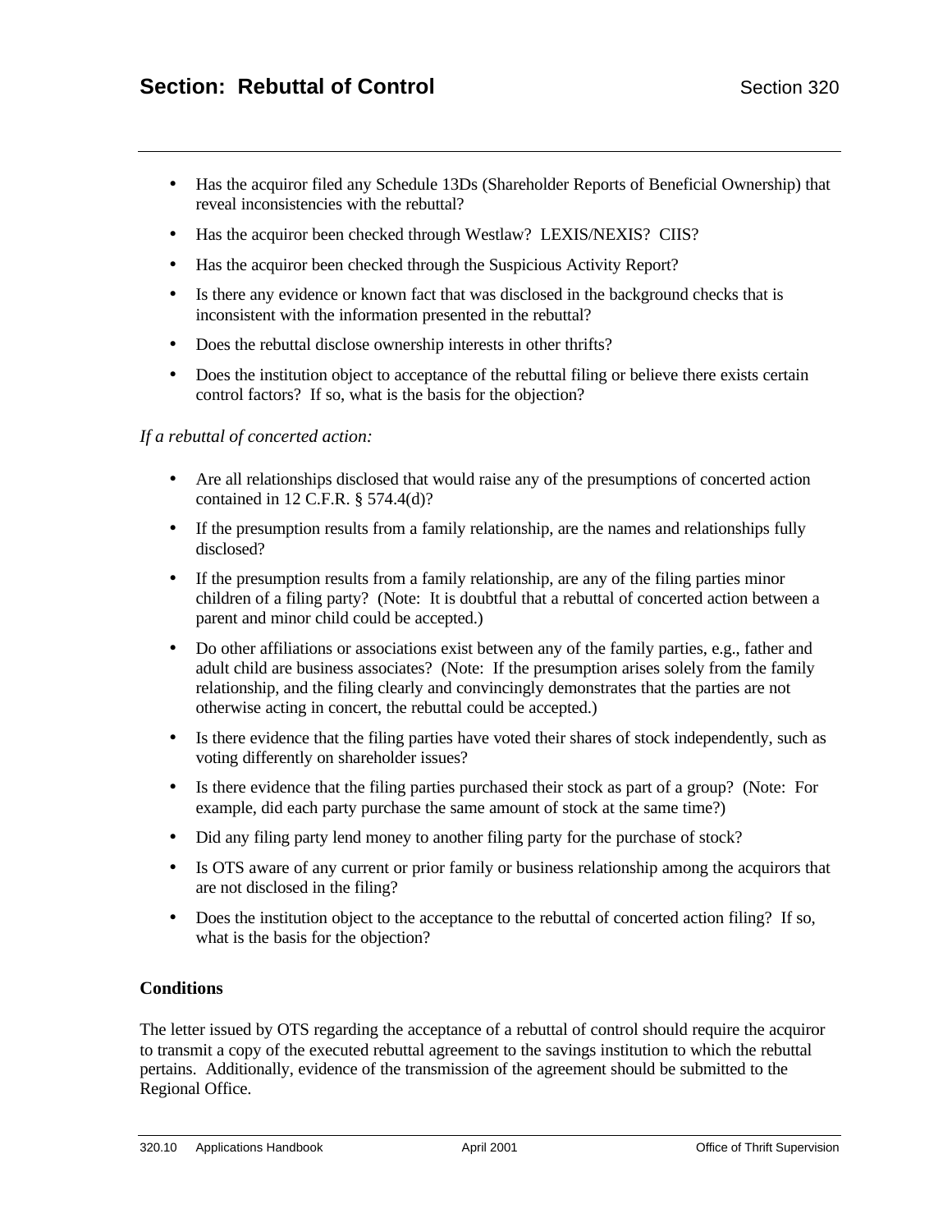- Has the acquiror filed any Schedule 13Ds (Shareholder Reports of Beneficial Ownership) that reveal inconsistencies with the rebuttal?
- Has the acquiror been checked through Westlaw? LEXIS/NEXIS? CIIS?
- Has the acquiror been checked through the Suspicious Activity Report?
- Is there any evidence or known fact that was disclosed in the background checks that is inconsistent with the information presented in the rebuttal?
- Does the rebuttal disclose ownership interests in other thrifts?
- Does the institution object to acceptance of the rebuttal filing or believe there exists certain control factors? If so, what is the basis for the objection?

*If a rebuttal of concerted action:*

- Are all relationships disclosed that would raise any of the presumptions of concerted action contained in 12 C.F.R. § 574.4(d)?
- If the presumption results from a family relationship, are the names and relationships fully disclosed?
- If the presumption results from a family relationship, are any of the filing parties minor children of a filing party? (Note: It is doubtful that a rebuttal of concerted action between a parent and minor child could be accepted.)
- Do other affiliations or associations exist between any of the family parties, e.g., father and adult child are business associates? (Note: If the presumption arises solely from the family relationship, and the filing clearly and convincingly demonstrates that the parties are not otherwise acting in concert, the rebuttal could be accepted.)
- Is there evidence that the filing parties have voted their shares of stock independently, such as voting differently on shareholder issues?
- Is there evidence that the filing parties purchased their stock as part of a group? (Note: For example, did each party purchase the same amount of stock at the same time?)
- Did any filing party lend money to another filing party for the purchase of stock?
- Is OTS aware of any current or prior family or business relationship among the acquirors that are not disclosed in the filing?
- Does the institution object to the acceptance to the rebuttal of concerted action filing? If so, what is the basis for the objection?

**Conditions**

The letter issued by OTS regarding the acceptance of a rebuttal of control should require the acquiror to transmit a copy of the executed rebuttal agreement to the savings institution to which the rebuttal pertains. Additionally, evidence of the transmission of the agreement should be submitted to the Regional Office.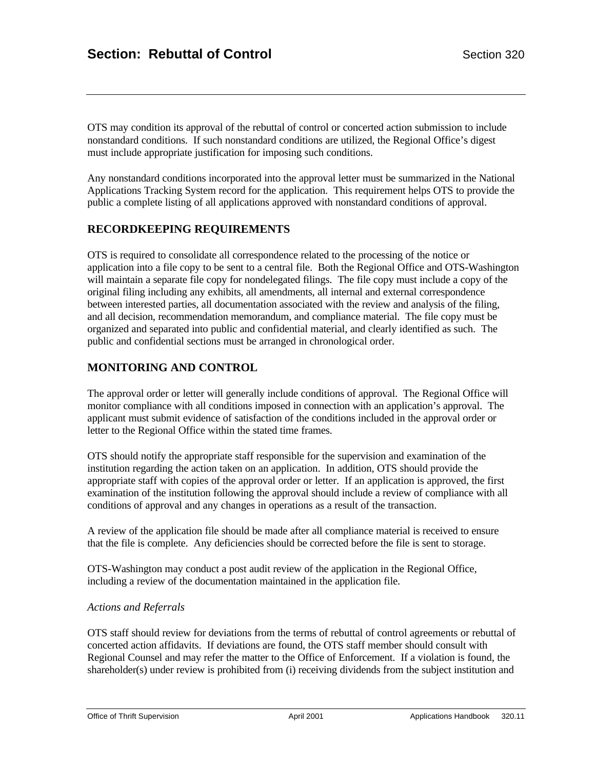OTS may condition its approval of the rebuttal of control or concerted action submission to include nonstandard conditions. If such nonstandard conditions are utilized, the Regional Office's digest must include appropriate justification for imposing such conditions.

Any nonstandard conditions incorporated into the approval letter must be summarized in the National Applications Tracking System record for the application. This requirement helps OTS to provide the public a complete listing of all applications approved with nonstandard conditions of approval.

## RECORDKEEPING REQUIREMENTS

OTS is required to consolidate all correspondence related to the processing of the notice or application into a file copy to be sent to a central file. Both the Regional Office and OTS-Washington will maintain a separate file copy for nondelegated filings. The file copy must include a copy of the original filing including any exhibits, all amendments, all internal and external correspondence between interested parties, all documentation associated with the review and analysis of the filing, and all decision, recommendation memorandum, and compliance material. The file copy must be organized and separated into public and confidential material, and clearly identified as such. The public and confidential sections must be arranged in chronological order.

## MONITORING AND CONTROL

The approval order or letter will generally include conditions of approval. The Regional Office will monitor compliance with all conditions imposed in connection with an application's approval. The applicant must submit evidence of satisfaction of the conditions included in the approval order or letter to the Regional Office within the stated time frames.

OTS should notify the appropriate staff responsible for the supervision and examination of the institution regarding the action taken on an application. In addition, OTS should provide the appropriate staff with copies of the approval order or letter. If an application is approved, the first examination of the institution following the approval should include a review of compliance with all conditions of approval and any changes in operations as a result of the transaction.

A review of the application file should be made after all compliance material is received to ensure that the file is complete. Any deficiencies should be corrected before the file is sent to storage.

OTS-Washington may conduct a post audit review of the application in the Regional Office, including a review of the documentation maintained in the application file.

*Actions and Referrals*

OTS staff should review for deviations from the terms of rebuttal of control agreements or rebuttal of concerted action affidavits. If deviations are found, the OTS staff member should consult with Regional Counsel and may refer the matter to the Office of Enforcement. If a violation is found, the shareholder(s) under review is prohibited from (i) receiving dividends from the subject institution and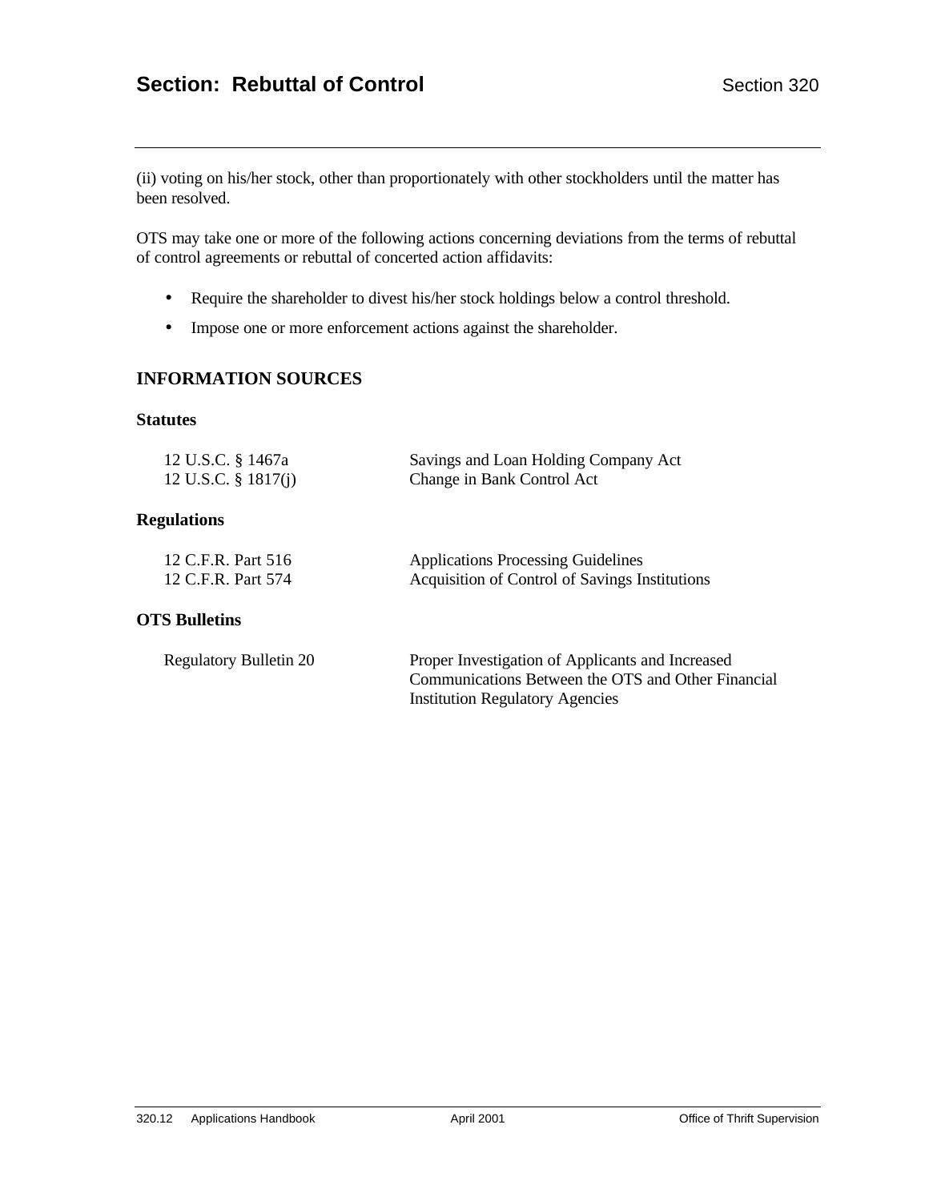(ii) voting on his/her stock, other than proportionately with other stockholders until the matter has been resolved.

OTS may take one or more of the following actions concerning deviations from the terms of rebuttal of control agreements or rebuttal of concerted action affidavits:

- Require the shareholder to divest his/her stock holdings below a control threshold.
- Impose one or more enforcement actions against the shareholder.

## INFORMATION SOURCES

### Statutes

| | |
|---|---|
| 12 U.S.C. § 1467a | Savings and Loan Holding Company Act |
| 12 U.S.C. § 1817(j) | Change in Bank Control Act |

### Regulations

| | |
|---|---|
| 12 C.F.R. Part 516 | Applications Processing Guidelines |
| 12 C.F.R. Part 574 | Acquisition of Control of Savings Institutions |

### OTS Bulletins

| | |
|---|---|
| Regulatory Bulletin 20 | Proper Investigation of Applicants and Increased Communications Between the OTS and Other Financial Institution Regulatory Agencies |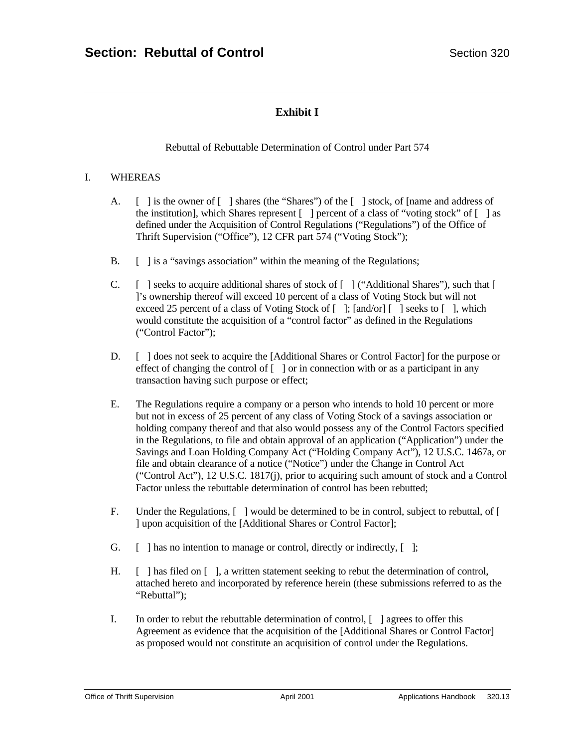## Exhibit I

Rebuttal of Rebuttable Determination of Control under Part 574

I. WHEREAS

A. [ ] is the owner of [ ] shares (the "Shares") of the [ ] stock, of [name and address of the institution], which Shares represent [ ] percent of a class of "voting stock" of [ ] as defined under the Acquisition of Control Regulations ("Regulations") of the Office of Thrift Supervision ("Office"), 12 CFR part 574 ("Voting Stock");

B. [ ] is a "savings association" within the meaning of the Regulations;

C. [ ] seeks to acquire additional shares of stock of [ ] ("Additional Shares"), such that [ ]'s ownership thereof will exceed 10 percent of a class of Voting Stock but will not exceed 25 percent of a class of Voting Stock of [ ]; [and/or] [ ] seeks to [ ], which would constitute the acquisition of a "control factor" as defined in the Regulations ("Control Factor");

D. [ ] does not seek to acquire the [Additional Shares or Control Factor] for the purpose or effect of changing the control of [ ] or in connection with or as a participant in any transaction having such purpose or effect;

E. The Regulations require a company or a person who intends to hold 10 percent or more but not in excess of 25 percent of any class of Voting Stock of a savings association or holding company thereof and that also would possess any of the Control Factors specified in the Regulations, to file and obtain approval of an application ("Application") under the Savings and Loan Holding Company Act ("Holding Company Act"), 12 U.S.C. 1467a, or file and obtain clearance of a notice ("Notice") under the Change in Control Act ("Control Act"), 12 U.S.C. 1817(j), prior to acquiring such amount of stock and a Control Factor unless the rebuttable determination of control has been rebutted;

F. Under the Regulations, [ ] would be determined to be in control, subject to rebuttal, of [ ] upon acquisition of the [Additional Shares or Control Factor];

G. [ ] has no intention to manage or control, directly or indirectly, [ ];

H. [ ] has filed on [ ], a written statement seeking to rebut the determination of control, attached hereto and incorporated by reference herein (these submissions referred to as the "Rebuttal");

I. In order to rebut the rebuttable determination of control, [ ] agrees to offer this Agreement as evidence that the acquisition of the [Additional Shares or Control Factor] as proposed would not constitute an acquisition of control under the Regulations.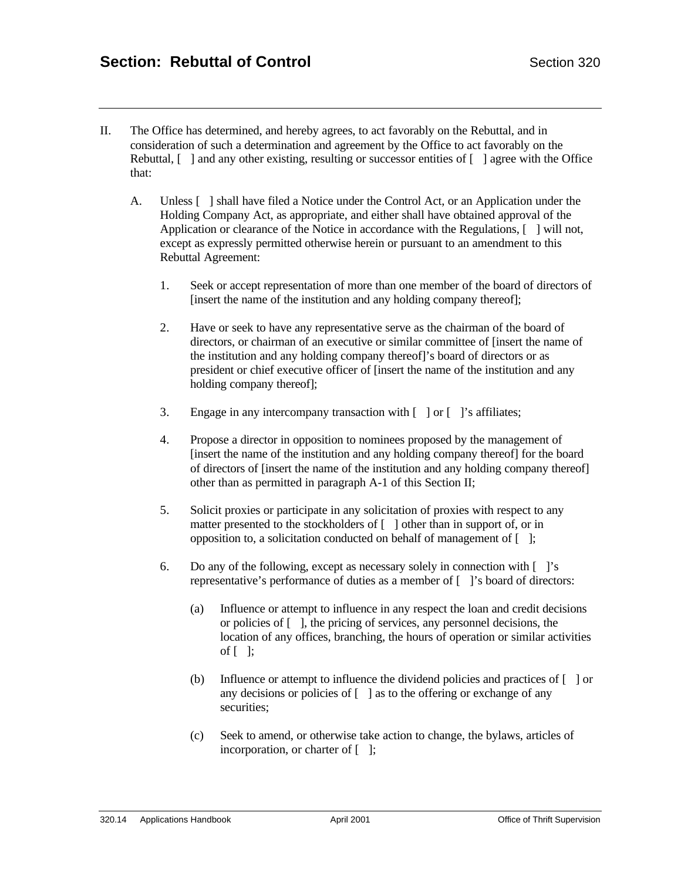II. The Office has determined, and hereby agrees, to act favorably on the Rebuttal, and in consideration of such a determination and agreement by the Office to act favorably on the Rebuttal, [ ] and any other existing, resulting or successor entities of [ ] agree with the Office that:

   A. Unless [ ] shall have filed a Notice under the Control Act, or an Application under the Holding Company Act, as appropriate, and either shall have obtained approval of the Application or clearance of the Notice in accordance with the Regulations, [ ] will not, except as expressly permitted otherwise herein or pursuant to an amendment to this Rebuttal Agreement:

      1. Seek or accept representation of more than one member of the board of directors of [insert the name of the institution and any holding company thereof];

      2. Have or seek to have any representative serve as the chairman of the board of directors, or chairman of an executive or similar committee of [insert the name of the institution and any holding company thereof]'s board of directors or as president or chief executive officer of [insert the name of the institution and any holding company thereof];

      3. Engage in any intercompany transaction with [ ] or [ ]'s affiliates;

      4. Propose a director in opposition to nominees proposed by the management of [insert the name of the institution and any holding company thereof] for the board of directors of [insert the name of the institution and any holding company thereof] other than as permitted in paragraph A-1 of this Section II;

      5. Solicit proxies or participate in any solicitation of proxies with respect to any matter presented to the stockholders of [ ] other than in support of, or in opposition to, a solicitation conducted on behalf of management of [ ];

      6. Do any of the following, except as necessary solely in connection with [ ]'s representative's performance of duties as a member of [ ]'s board of directors:

         (a) Influence or attempt to influence in any respect the loan and credit decisions or policies of [ ], the pricing of services, any personnel decisions, the location of any offices, branching, the hours of operation or similar activities of [ ];

         (b) Influence or attempt to influence the dividend policies and practices of [ ] or any decisions or policies of [ ] as to the offering or exchange of any securities;

         (c) Seek to amend, or otherwise take action to change, the bylaws, articles of incorporation, or charter of [ ];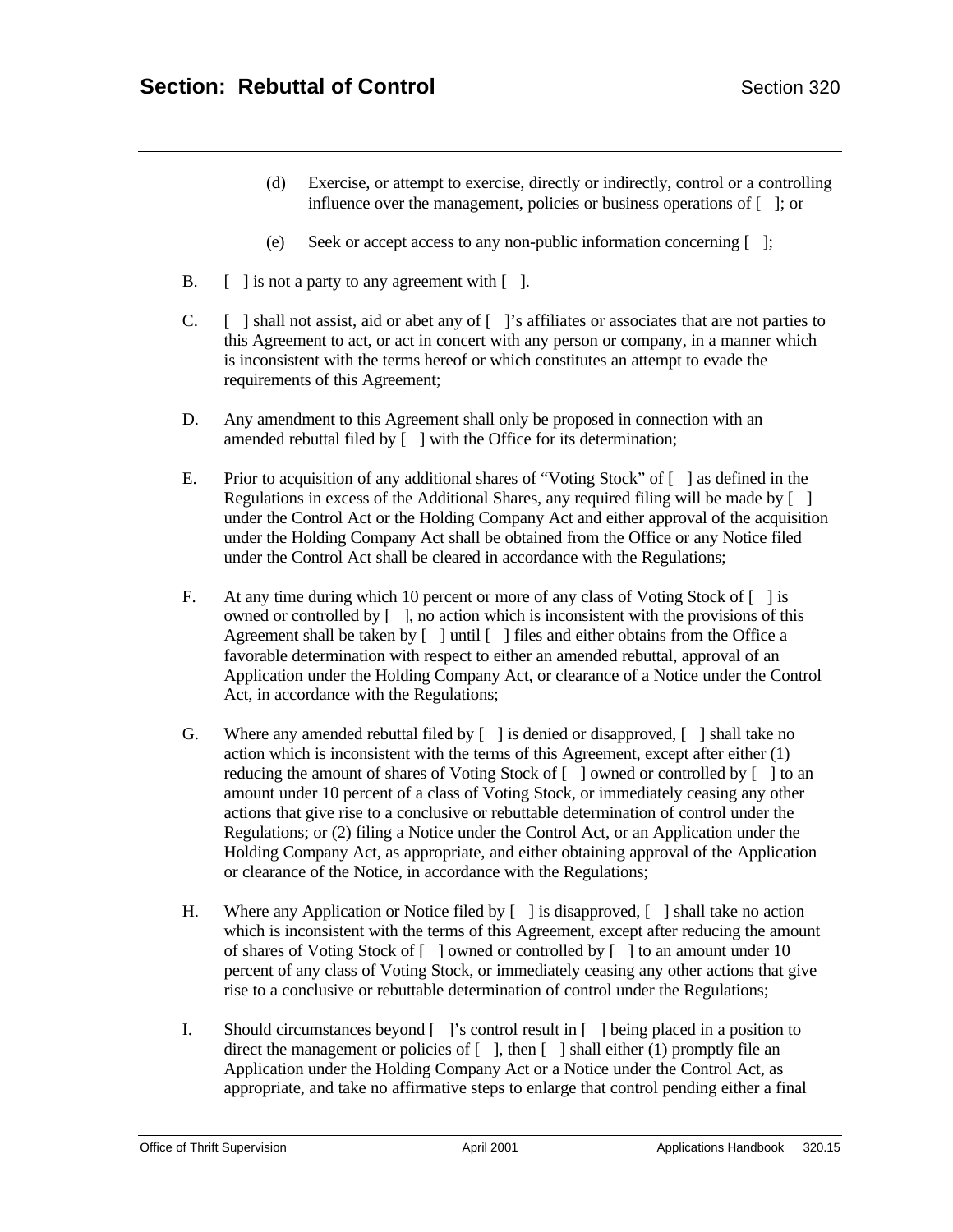(d) Exercise, or attempt to exercise, directly or indirectly, control or a controlling influence over the management, policies or business operations of [ ]; or

(e) Seek or accept access to any non-public information concerning [ ];

B. [ ] is not a party to any agreement with [ ].

C. [ ] shall not assist, aid or abet any of [ ]'s affiliates or associates that are not parties to this Agreement to act, or act in concert with any person or company, in a manner which is inconsistent with the terms hereof or which constitutes an attempt to evade the requirements of this Agreement;

D. Any amendment to this Agreement shall only be proposed in connection with an amended rebuttal filed by [ ] with the Office for its determination;

E. Prior to acquisition of any additional shares of "Voting Stock" of [ ] as defined in the Regulations in excess of the Additional Shares, any required filing will be made by [ ] under the Control Act or the Holding Company Act and either approval of the acquisition under the Holding Company Act shall be obtained from the Office or any Notice filed under the Control Act shall be cleared in accordance with the Regulations;

F. At any time during which 10 percent or more of any class of Voting Stock of [ ] is owned or controlled by [ ], no action which is inconsistent with the provisions of this Agreement shall be taken by [ ] until [ ] files and either obtains from the Office a favorable determination with respect to either an amended rebuttal, approval of an Application under the Holding Company Act, or clearance of a Notice under the Control Act, in accordance with the Regulations;

G. Where any amended rebuttal filed by [ ] is denied or disapproved, [ ] shall take no action which is inconsistent with the terms of this Agreement, except after either (1) reducing the amount of shares of Voting Stock of [ ] owned or controlled by [ ] to an amount under 10 percent of a class of Voting Stock, or immediately ceasing any other actions that give rise to a conclusive or rebuttable determination of control under the Regulations; or (2) filing a Notice under the Control Act, or an Application under the Holding Company Act, as appropriate, and either obtaining approval of the Application or clearance of the Notice, in accordance with the Regulations;

H. Where any Application or Notice filed by [ ] is disapproved, [ ] shall take no action which is inconsistent with the terms of this Agreement, except after reducing the amount of shares of Voting Stock of [ ] owned or controlled by [ ] to an amount under 10 percent of any class of Voting Stock, or immediately ceasing any other actions that give rise to a conclusive or rebuttable determination of control under the Regulations;

I. Should circumstances beyond [ ]'s control result in [ ] being placed in a position to direct the management or policies of [ ], then [ ] shall either (1) promptly file an Application under the Holding Company Act or a Notice under the Control Act, as appropriate, and take no affirmative steps to enlarge that control pending either a final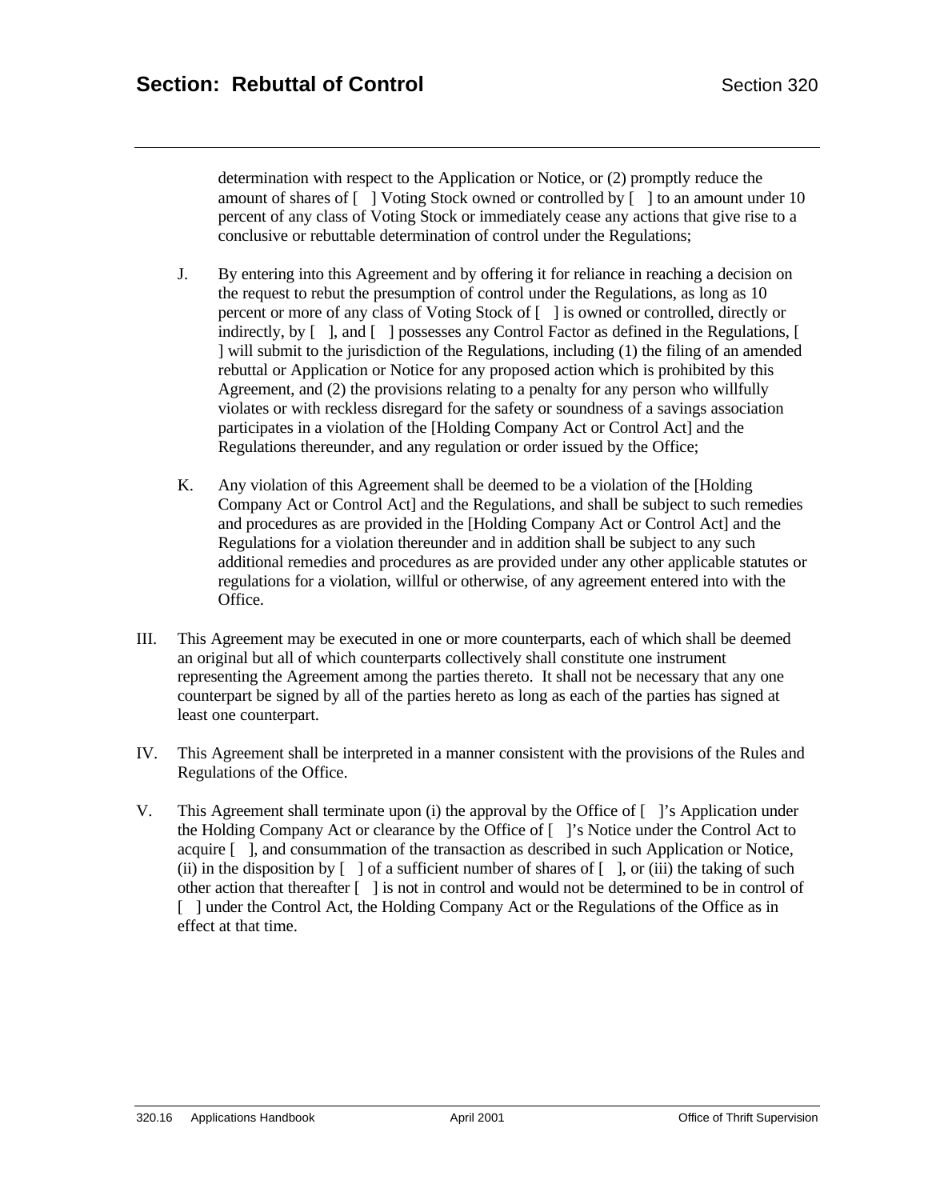determination with respect to the Application or Notice, or (2) promptly reduce the amount of shares of [ ] Voting Stock owned or controlled by [ ] to an amount under 10 percent of any class of Voting Stock or immediately cease any actions that give rise to a conclusive or rebuttable determination of control under the Regulations;

J. By entering into this Agreement and by offering it for reliance in reaching a decision on the request to rebut the presumption of control under the Regulations, as long as 10 percent or more of any class of Voting Stock of [ ] is owned or controlled, directly or indirectly, by [ ], and [ ] possesses any Control Factor as defined in the Regulations, [ ] will submit to the jurisdiction of the Regulations, including (1) the filing of an amended rebuttal or Application or Notice for any proposed action which is prohibited by this Agreement, and (2) the provisions relating to a penalty for any person who willfully violates or with reckless disregard for the safety or soundness of a savings association participates in a violation of the [Holding Company Act or Control Act] and the Regulations thereunder, and any regulation or order issued by the Office;

K. Any violation of this Agreement shall be deemed to be a violation of the [Holding Company Act or Control Act] and the Regulations, and shall be subject to such remedies and procedures as are provided in the [Holding Company Act or Control Act] and the Regulations for a violation thereunder and in addition shall be subject to any such additional remedies and procedures as are provided under any other applicable statutes or regulations for a violation, willful or otherwise, of any agreement entered into with the Office.

III. This Agreement may be executed in one or more counterparts, each of which shall be deemed an original but all of which counterparts collectively shall constitute one instrument representing the Agreement among the parties thereto. It shall not be necessary that any one counterpart be signed by all of the parties hereto as long as each of the parties has signed at least one counterpart.

IV. This Agreement shall be interpreted in a manner consistent with the provisions of the Rules and Regulations of the Office.

V. This Agreement shall terminate upon (i) the approval by the Office of [ ]'s Application under the Holding Company Act or clearance by the Office of [ ]'s Notice under the Control Act to acquire [ ], and consummation of the transaction as described in such Application or Notice, (ii) in the disposition by [ ] of a sufficient number of shares of [ ], or (iii) the taking of such other action that thereafter [ ] is not in control and would not be determined to be in control of [ ] under the Control Act, the Holding Company Act or the Regulations of the Office as in effect at that time.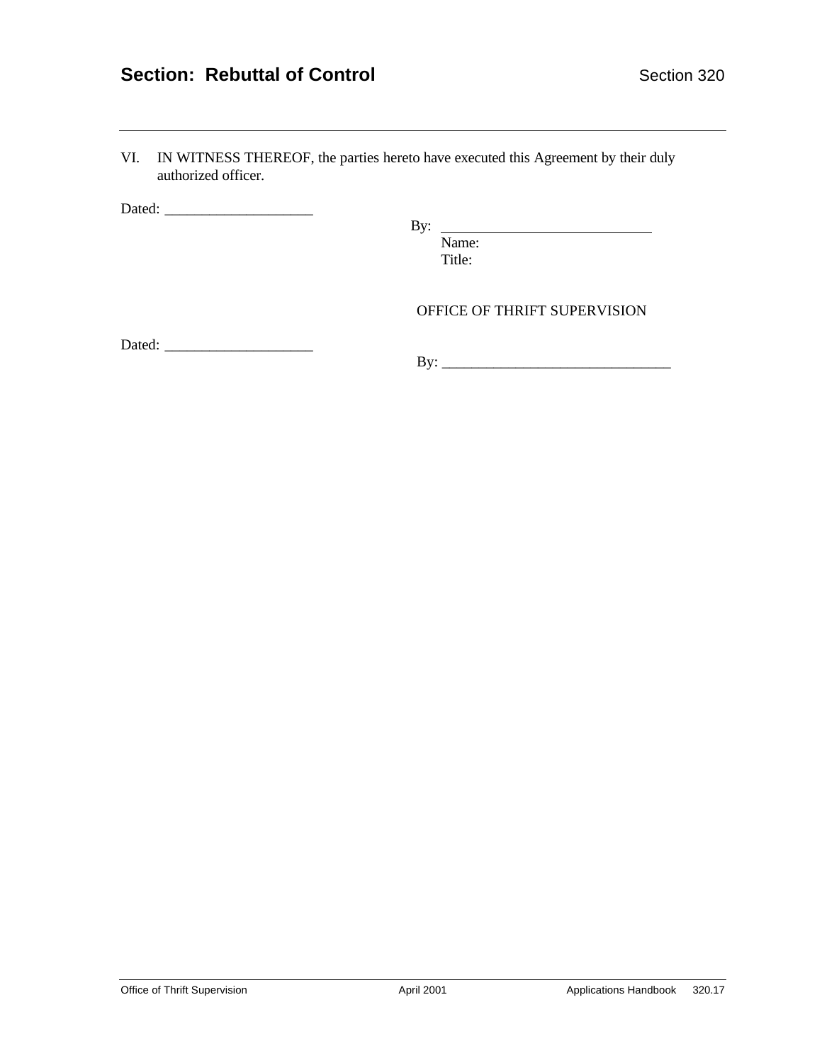VI. IN WITNESS THEREOF, the parties hereto have executed this Agreement by their duly authorized officer.

Dated: ____________________

By: ____________________________
Name:
Title:

OFFICE OF THRIFT SUPERVISION

Dated: ____________________

By: ________________________________